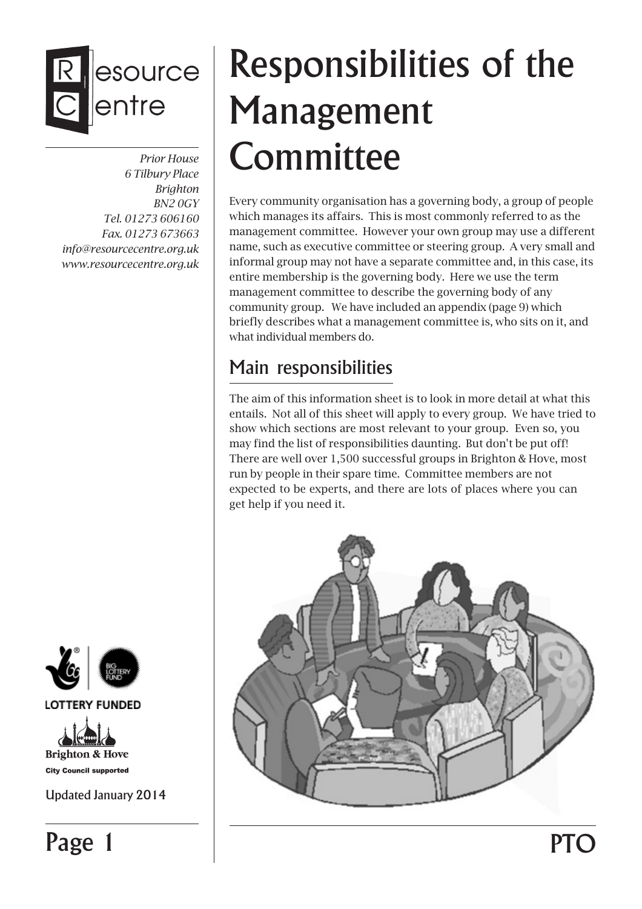Resource Centre

*Prior House*
*6 Tilbury Place*
*Brighton*
*BN2 0GY*
*Tel. 01273 606160*
*Fax. 01273 673663*
*info@resourcecentre.org.uk*
*www.resourcecentre.org.uk*

# Responsibilities of the Management Committee

Every community organisation has a governing body, a group of people which manages its affairs. This is most commonly referred to as the management committee. However your own group may use a different name, such as executive committee or steering group. A very small and informal group may not have a separate committee and, in this case, its entire membership is the governing body. Here we use the term management committee to describe the governing body of any community group. We have included an appendix (page 9) which briefly describes what a management committee is, who sits on it, and what individual members do.

## Main responsibilities

The aim of this information sheet is to look in more detail at what this entails. Not all of this sheet will apply to every group. We have tried to show which sections are most relevant to your group. Even so, you may find the list of responsibilities daunting. But don't be put off! There are well over 1,500 successful groups in Brighton & Hove, most run by people in their spare time. Committee members are not expected to be experts, and there are lots of places where you can get help if you need it.

LOTTERY FUNDED

Brighton & Hove City Council supported

Updated January 2014

PTO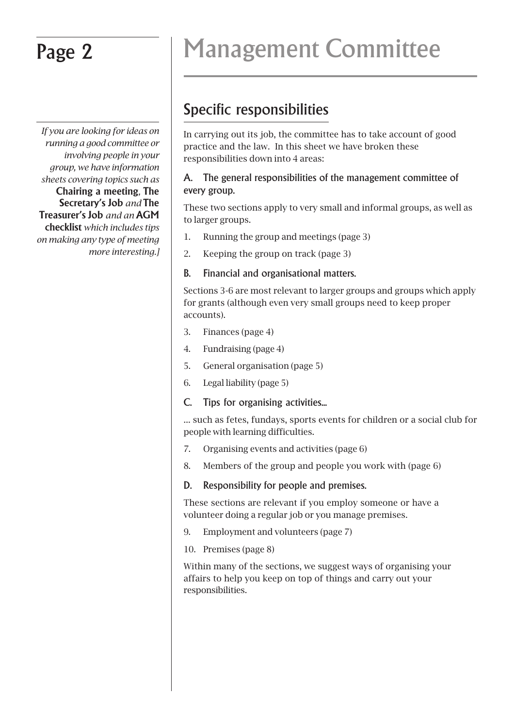# Management Committee

*If you are looking for ideas on running a good committee or involving people in your group, we have information sheets covering topics such as* **Chairing a meeting**, **The Secretary's Job** *and* **The Treasurer's Job** *and an* **AGM checklist** *which includes tips on making any type of meeting more interesting.]*

## Specific responsibilities

In carrying out its job, the committee has to take account of good practice and the law. In this sheet we have broken these responsibilities down into 4 areas:

### A. The general responsibilities of the management committee of every group.

These two sections apply to very small and informal groups, as well as to larger groups.

1. Running the group and meetings (page 3)
2. Keeping the group on track (page 3)

### B. Financial and organisational matters.

Sections 3-6 are most relevant to larger groups and groups which apply for grants (although even very small groups need to keep proper accounts).

3. Finances (page 4)
4. Fundraising (page 4)
5. General organisation (page 5)
6. Legal liability (page 5)

### C. Tips for organising activities...

... such as fetes, fundays, sports events for children or a social club for people with learning difficulties.

7. Organising events and activities (page 6)
8. Members of the group and people you work with (page 6)

### D. Responsibility for people and premises.

These sections are relevant if you employ someone or have a volunteer doing a regular job or you manage premises.

9. Employment and volunteers (page 7)
10. Premises (page 8)

Within many of the sections, we suggest ways of organising your affairs to help you keep on top of things and carry out your responsibilities.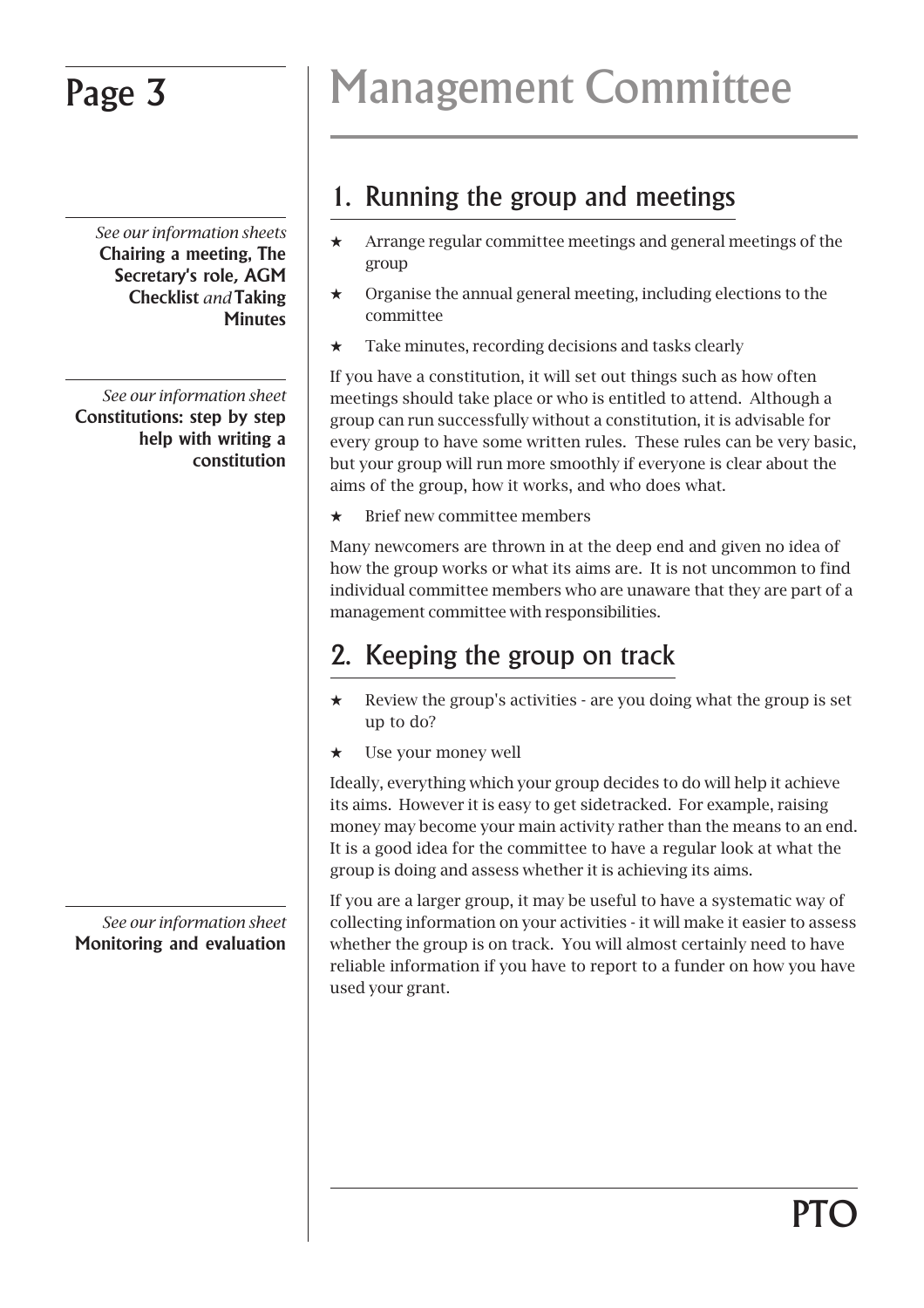# Management Committee

## 1. Running the group and meetings

*See our information sheets* **Chairing a meeting, The Secretary's role, AGM Checklist** *and* **Taking Minutes**

- ★ Arrange regular committee meetings and general meetings of the group
- ★ Organise the annual general meeting, including elections to the committee
- ★ Take minutes, recording decisions and tasks clearly

*See our information sheet* **Constitutions: step by step help with writing a constitution**

If you have a constitution, it will set out things such as how often meetings should take place or who is entitled to attend. Although a group can run successfully without a constitution, it is advisable for every group to have some written rules. These rules can be very basic, but your group will run more smoothly if everyone is clear about the aims of the group, how it works, and who does what.

- ★ Brief new committee members

Many newcomers are thrown in at the deep end and given no idea of how the group works or what its aims are. It is not uncommon to find individual committee members who are unaware that they are part of a management committee with responsibilities.

## 2. Keeping the group on track

- ★ Review the group's activities - are you doing what the group is set up to do?
- ★ Use your money well

Ideally, everything which your group decides to do will help it achieve its aims. However it is easy to get sidetracked. For example, raising money may become your main activity rather than the means to an end. It is a good idea for the committee to have a regular look at what the group is doing and assess whether it is achieving its aims.

*See our information sheet* **Monitoring and evaluation**

If you are a larger group, it may be useful to have a systematic way of collecting information on your activities - it will make it easier to assess whether the group is on track. You will almost certainly need to have reliable information if you have to report to a funder on how you have used your grant.

**PTO**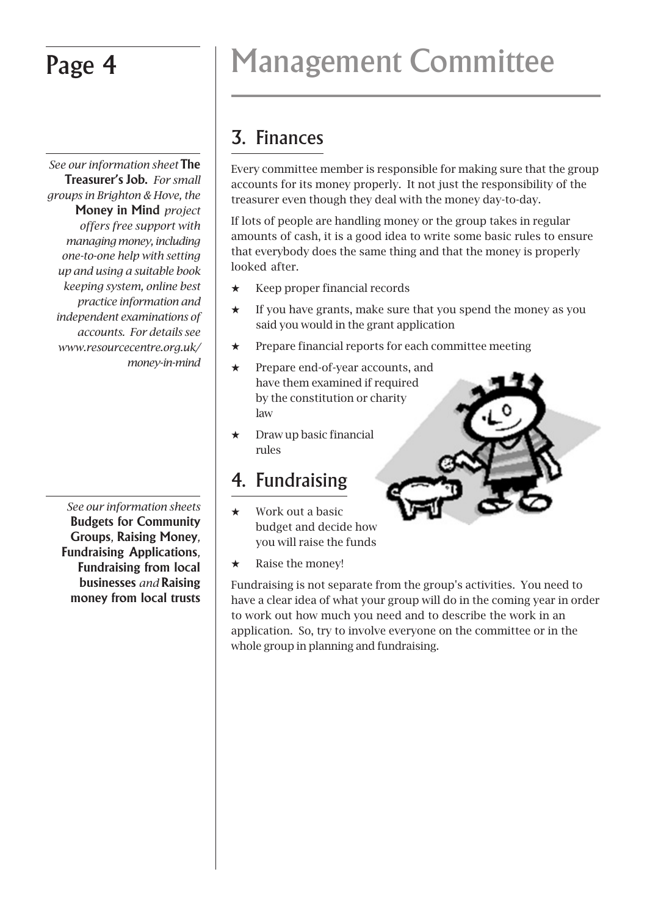# Management Committee

## 3. Finances

*See our information sheet* **The Treasurer's Job.** *For small groups in Brighton & Hove, the* **Money in Mind** *project offers free support with managing money, including one-to-one help with setting up and using a suitable book keeping system, online best practice information and independent examinations of accounts. For details see www.resourcecentre.org.uk/money-in-mind*

Every committee member is responsible for making sure that the group accounts for its money properly. It not just the responsibility of the treasurer even though they deal with the money day-to-day.

If lots of people are handling money or the group takes in regular amounts of cash, it is a good idea to write some basic rules to ensure that everybody does the same thing and that the money is properly looked after.

- Keep proper financial records
- If you have grants, make sure that you spend the money as you said you would in the grant application
- Prepare financial reports for each committee meeting
- Prepare end-of-year accounts, and have them examined if required by the constitution or charity law
- Draw up basic financial rules

## 4. Fundraising

*See our information sheets* **Budgets for Community Groups**, **Raising Money**, **Fundraising Applications**, **Fundraising from local businesses** *and* **Raising money from local trusts**

- Work out a basic budget and decide how you will raise the funds
- Raise the money!

Fundraising is not separate from the group's activities. You need to have a clear idea of what your group will do in the coming year in order to work out how much you need and to describe the work in an application. So, try to involve everyone on the committee or in the whole group in planning and fundraising.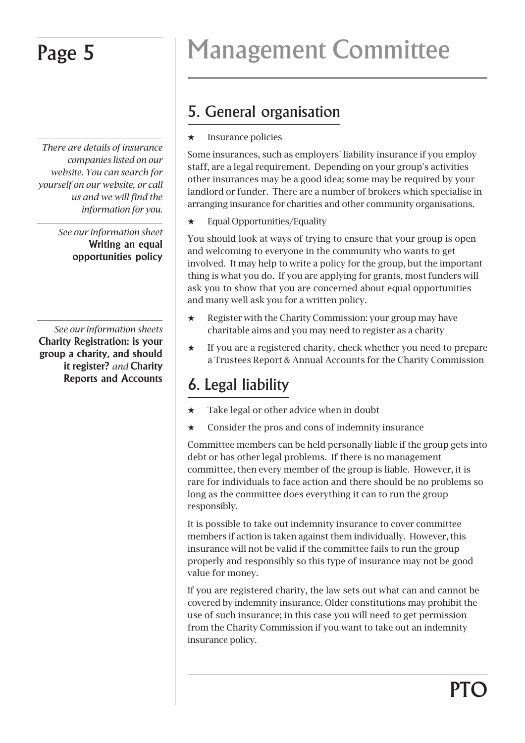# Management Committee

## 5. General organisation

★ Insurance policies

Some insurances, such as employers' liability insurance if you employ staff, are a legal requirement. Depending on your group's activities other insurances may be a good idea; some may be required by your landlord or funder. There are a number of brokers which specialise in arranging insurance for charities and other community organisations.

*There are details of insurance companies listed on our website. You can search for yourself on our website, or call us and we will find the information for you.*

★ Equal Opportunities/Equality

You should look at ways of trying to ensure that your group is open and welcoming to everyone in the community who wants to get involved. It may help to write a policy for the group, but the important thing is what you do. If you are applying for grants, most funders will ask you to show that you are concerned about equal opportunities and many well ask you for a written policy.

*See our information sheet* **Writing an equal opportunities policy**

★ Register with the Charity Commission: your group may have charitable aims and you may need to register as a charity

★ If you are a registered charity, check whether you need to prepare a Trustees Report & Annual Accounts for the Charity Commission

*See our information sheets* **Charity Registration: is your group a charity, and should it register?** *and* **Charity Reports and Accounts**

## 6. Legal liability

★ Take legal or other advice when in doubt

★ Consider the pros and cons of indemnity insurance

Committee members can be held personally liable if the group gets into debt or has other legal problems. If there is no management committee, then every member of the group is liable. However, it is rare for individuals to face action and there should be no problems so long as the committee does everything it can to run the group responsibly.

It is possible to take out indemnity insurance to cover committee members if action is taken against them individually. However, this insurance will not be valid if the committee fails to run the group properly and responsibly so this type of insurance may not be good value for money.

If you are registered charity, the law sets out what can and cannot be covered by indemnity insurance. Older constitutions may prohibit the use of such insurance; in this case you will need to get permission from the Charity Commission if you want to take out an indemnity insurance policy.

**PTO**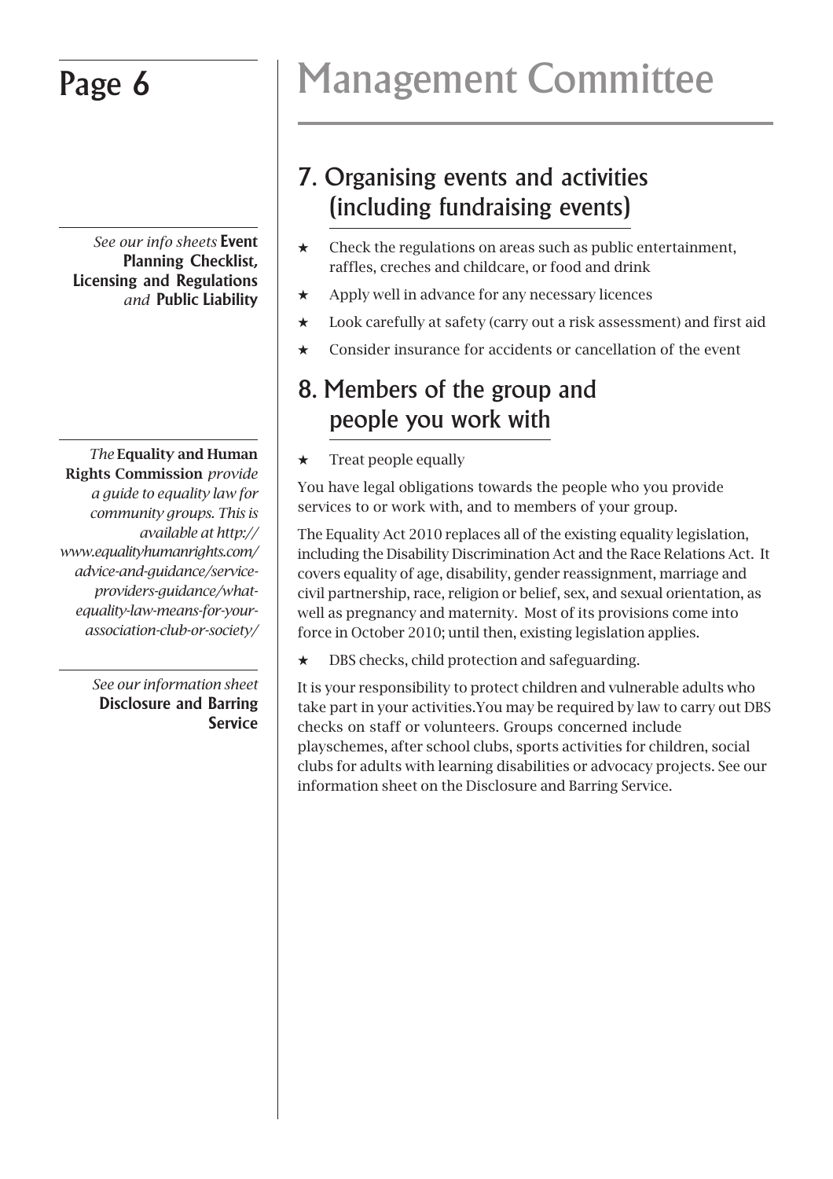# Management Committee

## 7. Organising events and activities (including fundraising events)

*See our info sheets* **Event Planning Checklist, Licensing and Regulations** *and* **Public Liability**

- Check the regulations on areas such as public entertainment, raffles, creches and childcare, or food and drink
- Apply well in advance for any necessary licences
- Look carefully at safety (carry out a risk assessment) and first aid
- Consider insurance for accidents or cancellation of the event

## 8. Members of the group and people you work with

*The* **Equality and Human Rights Commission** *provide a guide to equality law for community groups. This is available at http://www.equalityhumanrights.com/advice-and-guidance/service-providers-guidance/what-equality-law-means-for-your-association-club-or-society/*

- Treat people equally

You have legal obligations towards the people who you provide services to or work with, and to members of your group.

The Equality Act 2010 replaces all of the existing equality legislation, including the Disability Discrimination Act and the Race Relations Act. It covers equality of age, disability, gender reassignment, marriage and civil partnership, race, religion or belief, sex, and sexual orientation, as well as pregnancy and maternity. Most of its provisions come into force in October 2010; until then, existing legislation applies.

*See our information sheet* **Disclosure and Barring Service**

- DBS checks, child protection and safeguarding.

It is your responsibility to protect children and vulnerable adults who take part in your activities.You may be required by law to carry out DBS checks on staff or volunteers. Groups concerned include playschemes, after school clubs, sports activities for children, social clubs for adults with learning disabilities or advocacy projects. See our information sheet on the Disclosure and Barring Service.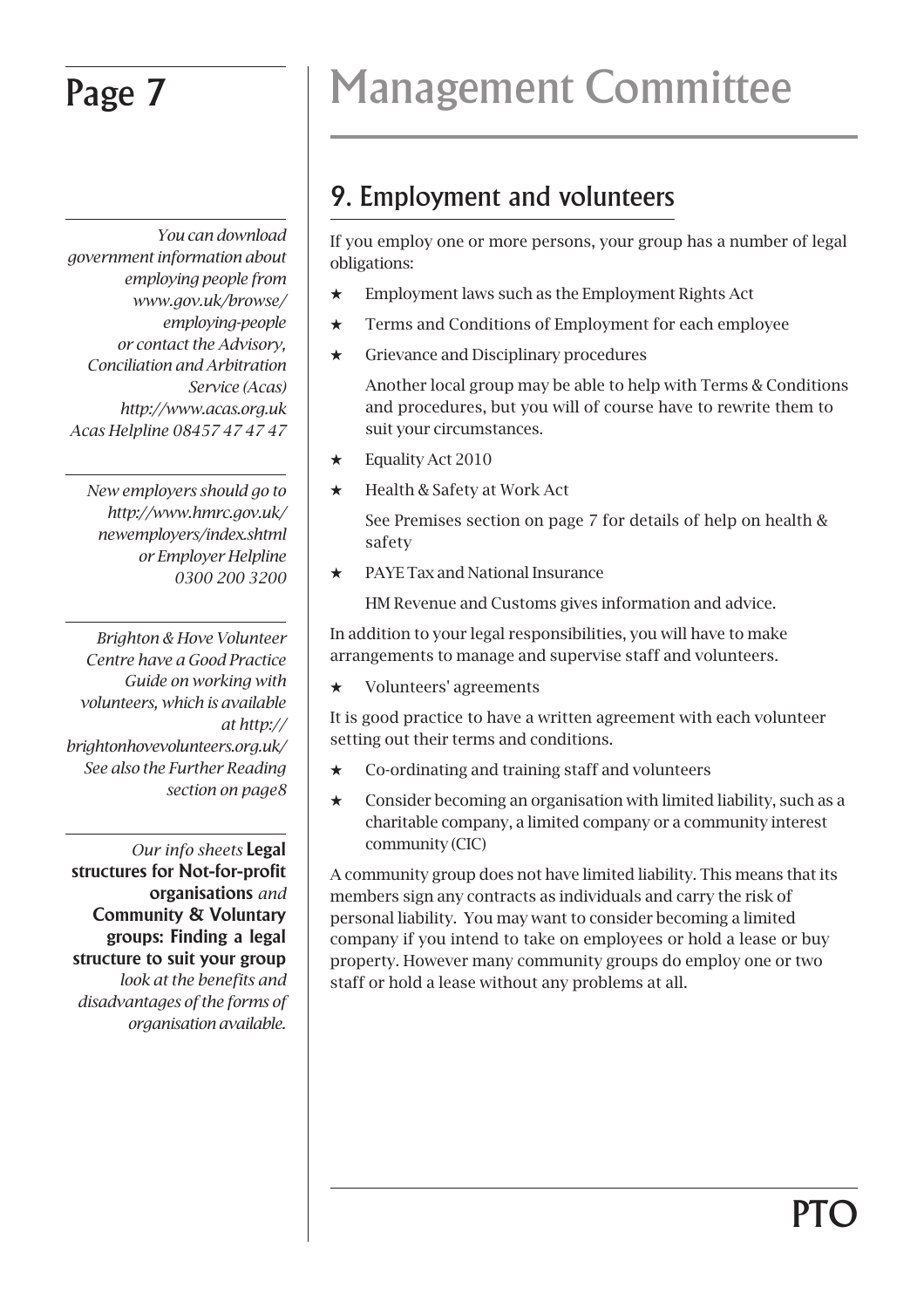# Management Committee

## 9. Employment and volunteers

If you employ one or more persons, your group has a number of legal obligations:

- Employment laws such as the Employment Rights Act
- Terms and Conditions of Employment for each employee
- Grievance and Disciplinary procedures

  Another local group may be able to help with Terms & Conditions and procedures, but you will of course have to rewrite them to suit your circumstances.
- Equality Act 2010
- Health & Safety at Work Act

  See Premises section on page 7 for details of help on health & safety
- PAYE Tax and National Insurance

  HM Revenue and Customs gives information and advice.

In addition to your legal responsibilities, you will have to make arrangements to manage and supervise staff and volunteers.

- Volunteers' agreements

It is good practice to have a written agreement with each volunteer setting out their terms and conditions.

- Co-ordinating and training staff and volunteers
- Consider becoming an organisation with limited liability, such as a charitable company, a limited company or a community interest community (CIC)

A community group does not have limited liability. This means that its members sign any contracts as individuals and carry the risk of personal liability. You may want to consider becoming a limited company if you intend to take on employees or hold a lease or buy property. However many community groups do employ one or two staff or hold a lease without any problems at all.

*You can download government information about employing people from www.gov.uk/browse/employing-people or contact the Advisory, Conciliation and Arbitration Service (Acas) http://www.acas.org.uk Acas Helpline 08457 47 47 47*

*New employers should go to http://www.hmrc.gov.uk/newemployers/index.shtml or Employer Helpline 0300 200 3200*

*Brighton & Hove Volunteer Centre have a Good Practice Guide on working with volunteers, which is available at http://brightonhovevolunteers.org.uk/ See also the Further Reading section on page8*

*Our info sheets* **Legal structures for Not-for-profit organisations** *and* **Community & Voluntary groups: Finding a legal structure to suit your group** *look at the benefits and disadvantages of the forms of organisation available.*

PTO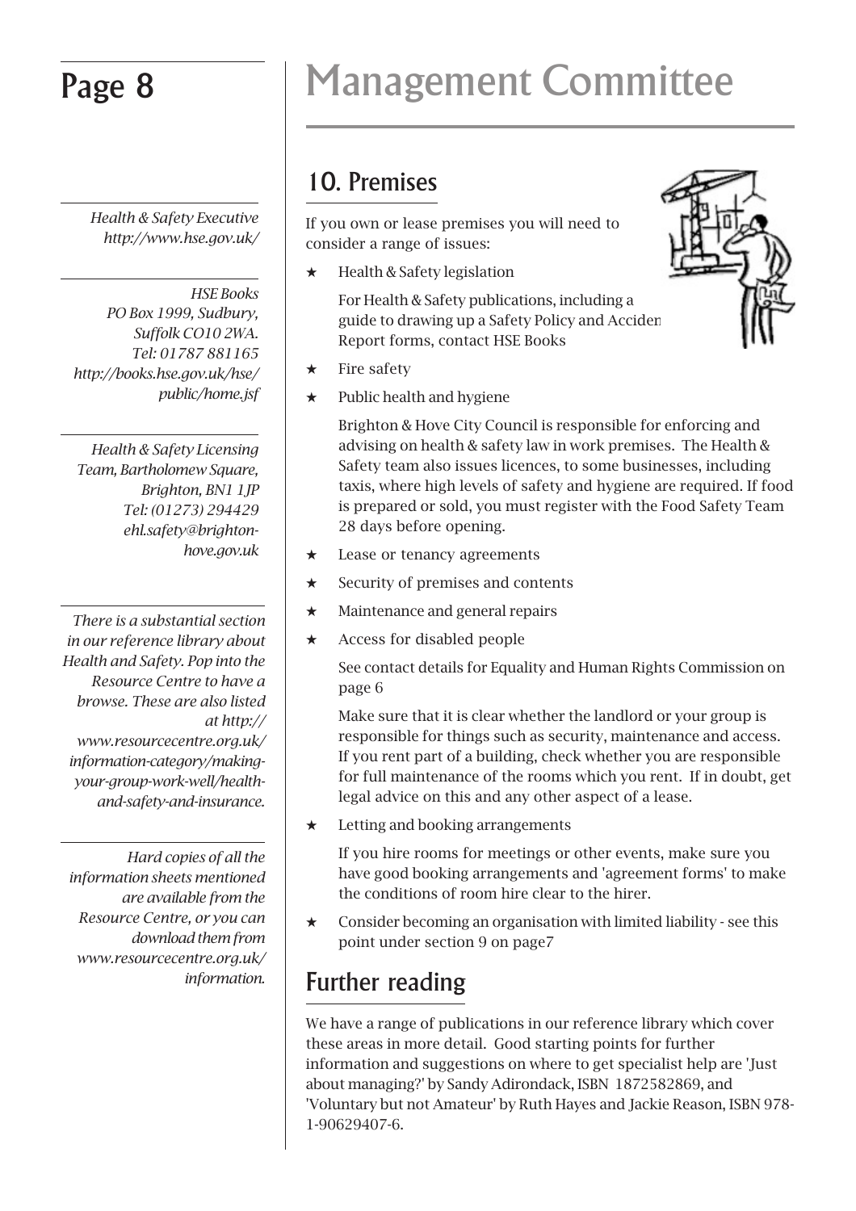# Management Committee

## 10. Premises

If you own or lease premises you will need to consider a range of issues:

- Health & Safety legislation

  For Health & Safety publications, including a guide to drawing up a Safety Policy and Accident Report forms, contact HSE Books

- Fire safety
- Public health and hygiene

  Brighton & Hove City Council is responsible for enforcing and advising on health & safety law in work premises. The Health & Safety team also issues licences, to some businesses, including taxis, where high levels of safety and hygiene are required. If food is prepared or sold, you must register with the Food Safety Team 28 days before opening.

- Lease or tenancy agreements
- Security of premises and contents
- Maintenance and general repairs
- Access for disabled people

  See contact details for Equality and Human Rights Commission on page 6

  Make sure that it is clear whether the landlord or your group is responsible for things such as security, maintenance and access. If you rent part of a building, check whether you are responsible for full maintenance of the rooms which you rent. If in doubt, get legal advice on this and any other aspect of a lease.

- Letting and booking arrangements

  If you hire rooms for meetings or other events, make sure you have good booking arrangements and 'agreement forms' to make the conditions of room hire clear to the hirer.

- Consider becoming an organisation with limited liability - see this point under section 9 on page7

## Further reading

We have a range of publications in our reference library which cover these areas in more detail. Good starting points for further information and suggestions on where to get specialist help are 'Just about managing?' by Sandy Adirondack, ISBN 1872582869, and 'Voluntary but not Amateur' by Ruth Hayes and Jackie Reason, ISBN 978-1-90629407-6.

---

*Health & Safety Executive*
*http://www.hse.gov.uk/*

*HSE Books*
*PO Box 1999, Sudbury, Suffolk CO10 2WA.*
*Tel: 01787 881165*
*http://books.hse.gov.uk/hse/public/home.jsf*

*Health & Safety Licensing Team, Bartholomew Square, Brighton, BN1 1JP*
*Tel: (01273) 294429*
*ehl.safety@brighton-hove.gov.uk*

*There is a substantial section in our reference library about Health and Safety. Pop into the Resource Centre to have a browse. These are also listed at http://www.resourcentre.org.uk/information-category/making-your-group-work-well/health-and-safety-and-insurance.*

*Hard copies of all the information sheets mentioned are available from the Resource Centre, or you can download them from www.resourcentre.org.uk/information.*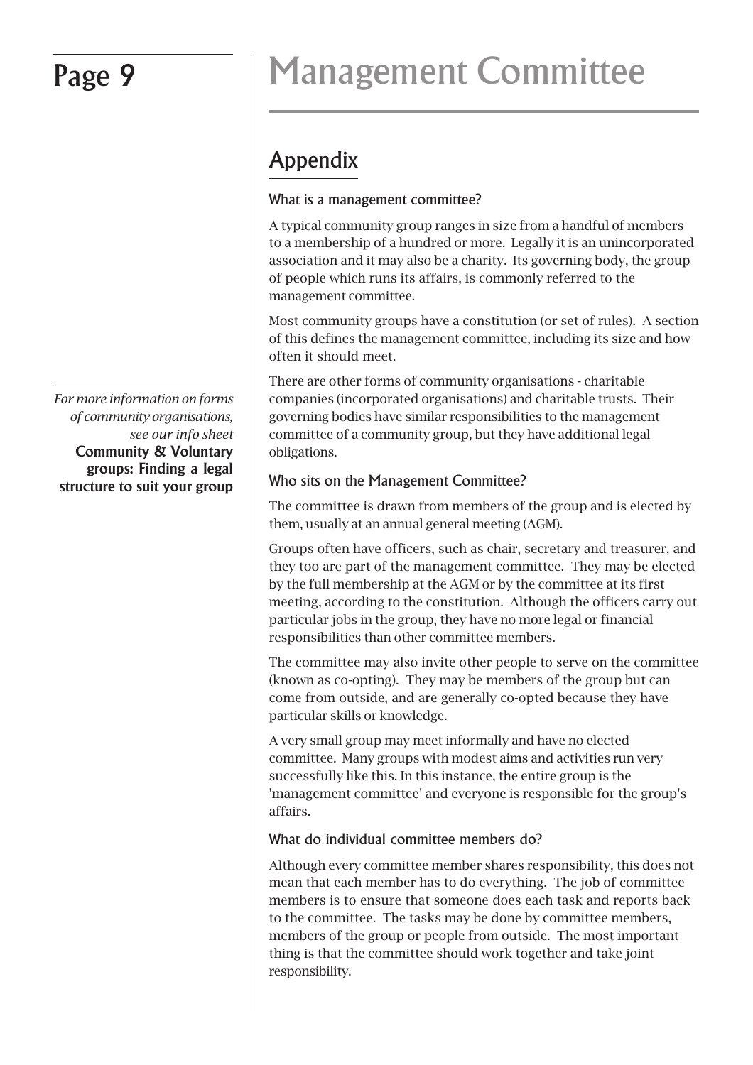# Management Committee

## Appendix

### What is a management committee?

A typical community group ranges in size from a handful of members to a membership of a hundred or more. Legally it is an unincorporated association and it may also be a charity. Its governing body, the group of people which runs its affairs, is commonly referred to the management committee.

Most community groups have a constitution (or set of rules). A section of this defines the management committee, including its size and how often it should meet.

There are other forms of community organisations - charitable companies (incorporated organisations) and charitable trusts. Their governing bodies have similar responsibilities to the management committee of a community group, but they have additional legal obligations.

*For more information on forms of community organisations, see our info sheet* **Community & Voluntary groups: Finding a legal structure to suit your group**

### Who sits on the Management Committee?

The committee is drawn from members of the group and is elected by them, usually at an annual general meeting (AGM).

Groups often have officers, such as chair, secretary and treasurer, and they too are part of the management committee. They may be elected by the full membership at the AGM or by the committee at its first meeting, according to the constitution. Although the officers carry out particular jobs in the group, they have no more legal or financial responsibilities than other committee members.

The committee may also invite other people to serve on the committee (known as co-opting). They may be members of the group but can come from outside, and are generally co-opted because they have particular skills or knowledge.

A very small group may meet informally and have no elected committee. Many groups with modest aims and activities run very successfully like this. In this instance, the entire group is the 'management committee' and everyone is responsible for the group's affairs.

### What do individual committee members do?

Although every committee member shares responsibility, this does not mean that each member has to do everything. The job of committee members is to ensure that someone does each task and reports back to the committee. The tasks may be done by committee members, members of the group or people from outside. The most important thing is that the committee should work together and take joint responsibility.